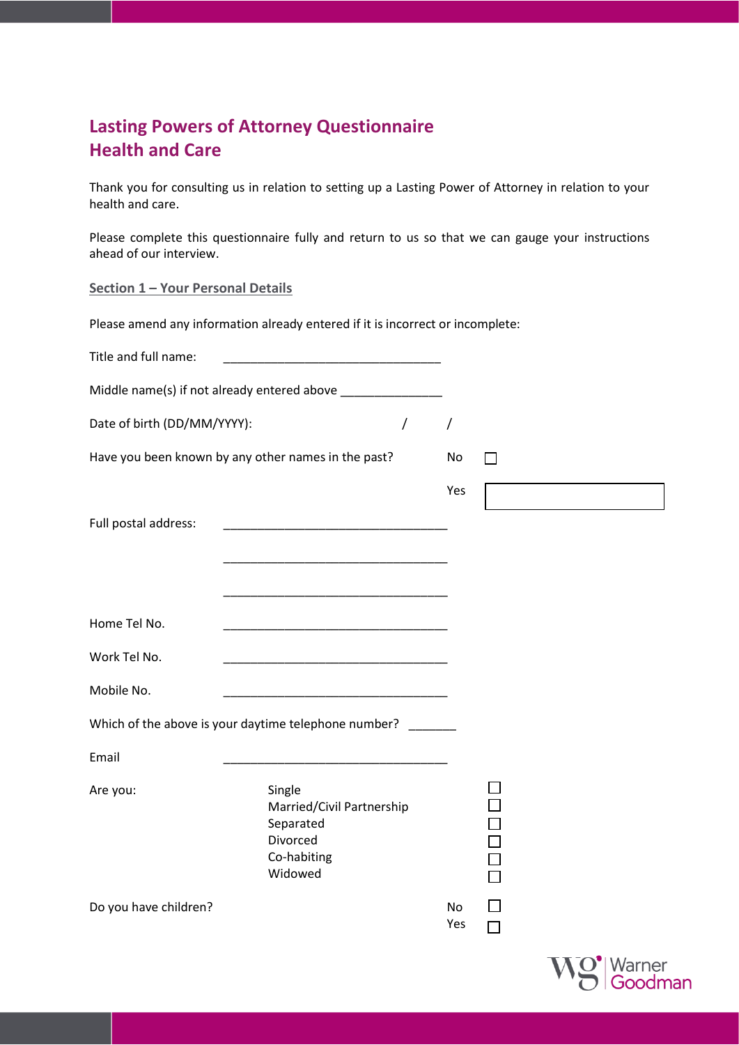# Lasting Powers of Attorney Questionnaire
# Health and Care

Thank you for consulting us in relation to setting up a Lasting Power of Attorney in relation to your health and care.

Please complete this questionnaire fully and return to us so that we can gauge your instructions ahead of our interview.

## Section 1 – Your Personal Details

Please amend any information already entered if it is incorrect or incomplete:

Title and full name: ________________________________

Middle name(s) if not already entered above _______________

Date of birth (DD/MM/YYYY): / /

Have you been known by any other names in the past? No ☐

Yes ☐

Full postal address: __________________________________

__________________________________

__________________________________

Home Tel No. __________________________________

Work Tel No. __________________________________

Mobile No. __________________________________

Which of the above is your daytime telephone number? _______

Email __________________________________

Are you:

- Single ☐
- Married/Civil Partnership ☐
- Separated ☐
- Divorced ☐
- Co-habiting ☐
- Widowed ☐

Do you have children? No ☐ Yes ☐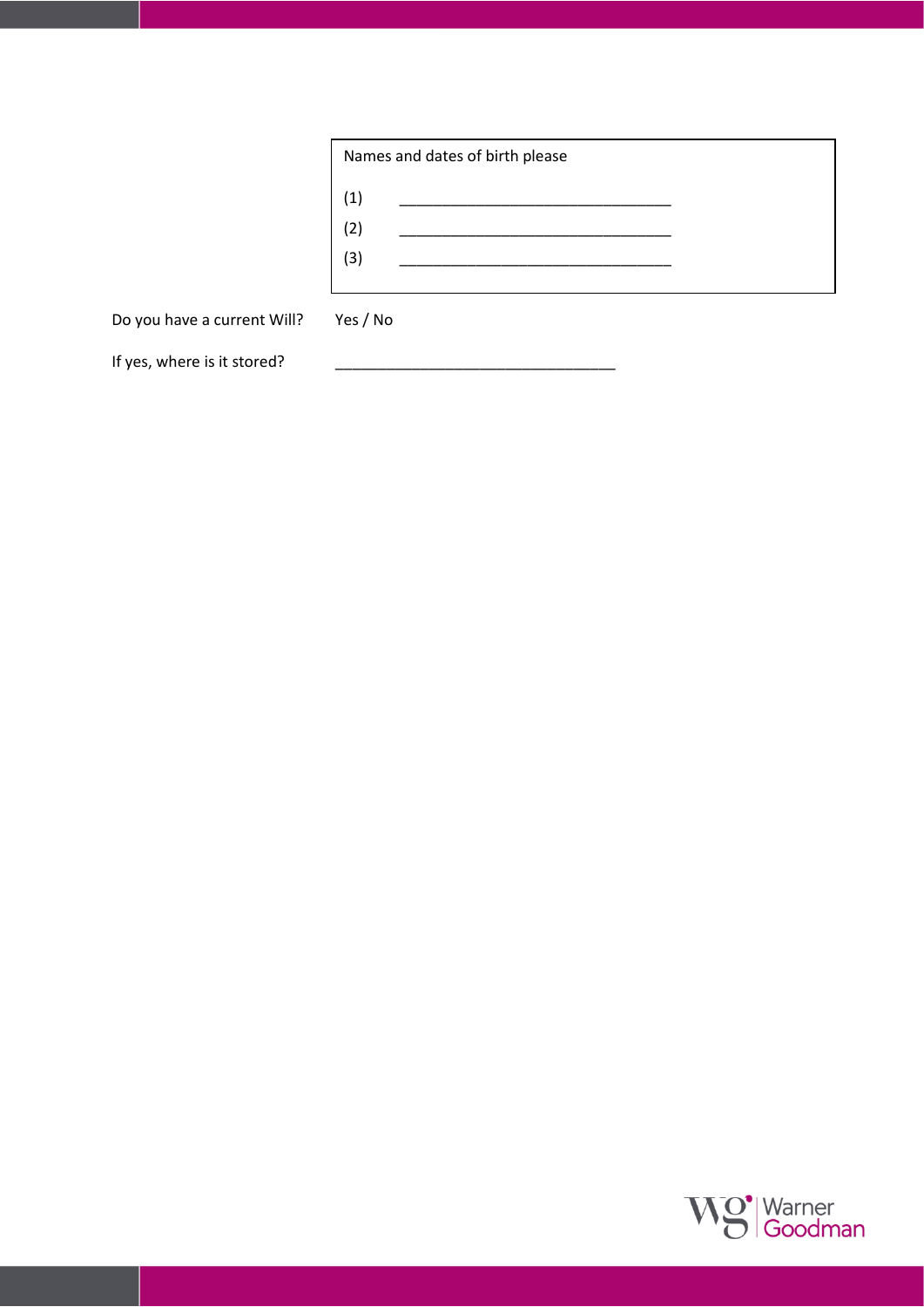Names and dates of birth please

(1) ________________________________

(2) ________________________________

(3) ________________________________

Do you have a current Will? Yes / No

If yes, where is it stored? ________________________________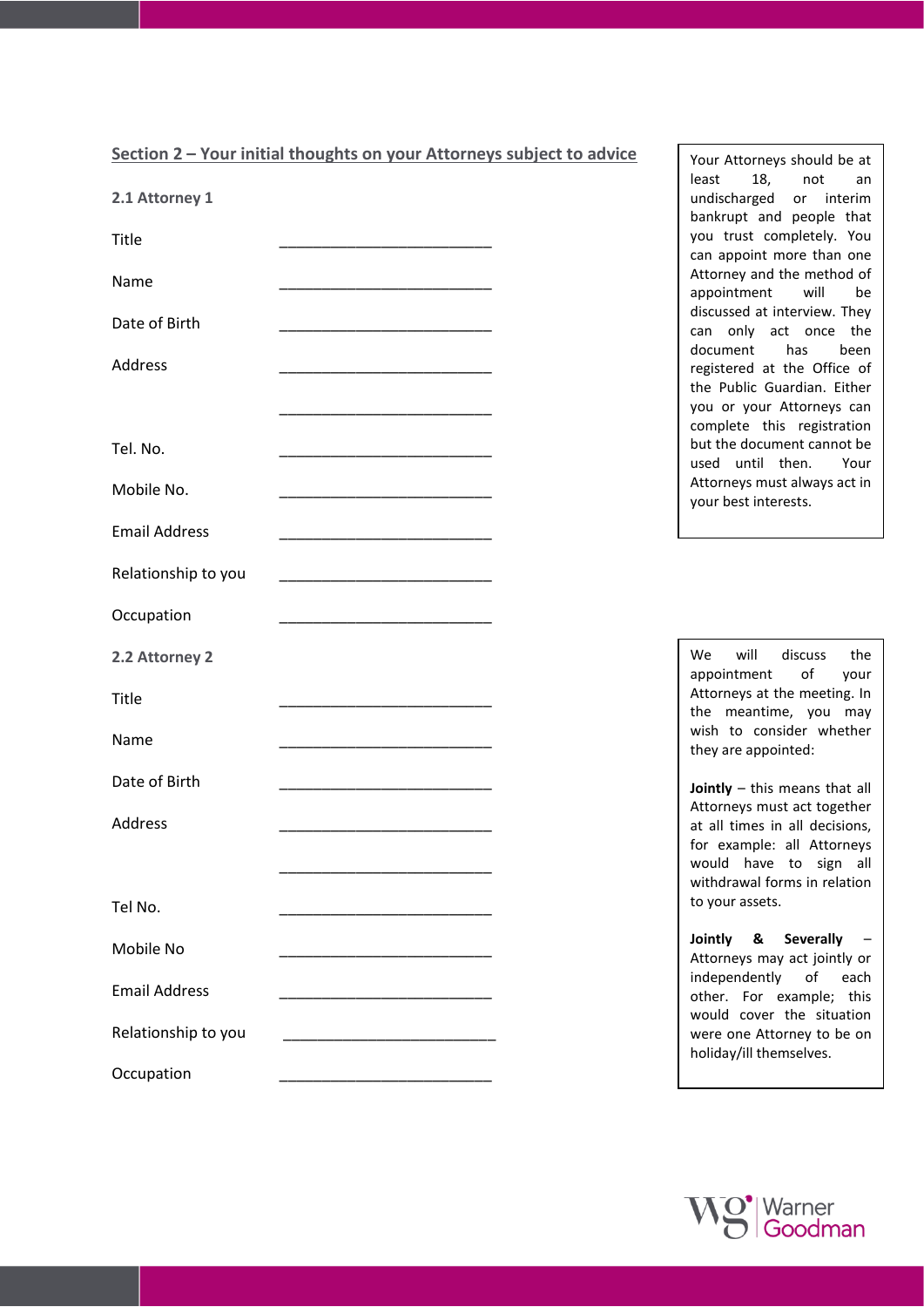## Section 2 – Your initial thoughts on your Attorneys subject to advice

### 2.1 Attorney 1

Title ______________________________

Name ______________________________

Date of Birth ______________________________

Address ______________________________

______________________________

Tel. No. ______________________________

Mobile No. ______________________________

Email Address ______________________________

Relationship to you ______________________________

Occupation ______________________________

### 2.2 Attorney 2

Title ______________________________

Name ______________________________

Date of Birth ______________________________

Address ______________________________

______________________________

Tel No. ______________________________

Mobile No ______________________________

Email Address ______________________________

Relationship to you ______________________________

Occupation ______________________________

> Your Attorneys should be at least 18, not an undischarged or interim bankrupt and people that you trust completely. You can appoint more than one Attorney and the method of appointment will be discussed at interview. They can only act once the document has been registered at the Office of the Public Guardian. Either you or your Attorneys can complete this registration but the document cannot be used until then. Your Attorneys must always act in your best interests.

> We will discuss the appointment of your Attorneys at the meeting. In the meantime, you may wish to consider whether they are appointed:
>
> **Jointly** – this means that all Attorneys must act together at all times in all decisions, for example: all Attorneys would have to sign all withdrawal forms in relation to your assets.
>
> **Jointly & Severally** – Attorneys may act jointly or independently of each other. For example; this would cover the situation were one Attorney to be on holiday/ill themselves.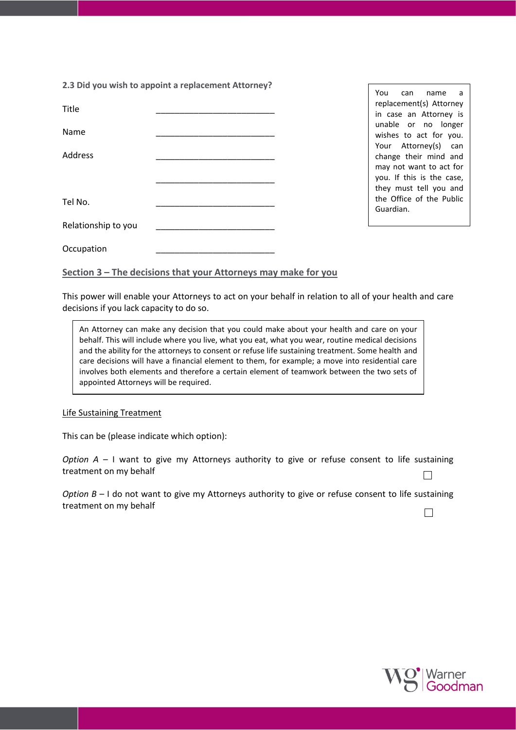**2.3 Did you wish to appoint a replacement Attorney?**

> You can name a replacement(s) Attorney in case an Attorney is unable or no longer wishes to act for you. Your Attorney(s) can change their mind and may not want to act for you. If this is the case, they must tell you and the Office of the Public Guardian.

Title ___________________________

Name ___________________________

Address ___________________________

___________________________

Tel No. ___________________________

Relationship to you ___________________________

Occupation ___________________________

## Section 3 – The decisions that your Attorneys may make for you

This power will enable your Attorneys to act on your behalf in relation to all of your health and care decisions if you lack capacity to do so.

> An Attorney can make any decision that you could make about your health and care on your behalf. This will include where you live, what you eat, what you wear, routine medical decisions and the ability for the attorneys to consent or refuse life sustaining treatment. Some health and care decisions will have a financial element to them, for example; a move into residential care involves both elements and therefore a certain element of teamwork between the two sets of appointed Attorneys will be required.

Life Sustaining Treatment

This can be (please indicate which option):

*Option A* – I want to give my Attorneys authority to give or refuse consent to life sustaining treatment on my behalf ☐

*Option B* – I do not want to give my Attorneys authority to give or refuse consent to life sustaining treatment on my behalf ☐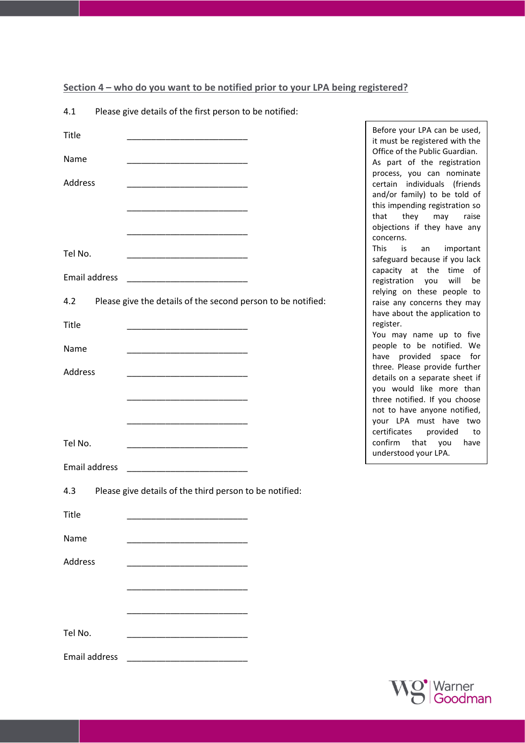## Section 4 – who do you want to be notified prior to your LPA being registered?

4.1 Please give details of the first person to be notified:

Title ___________________________

Name ___________________________

Address ___________________________

___________________________

___________________________

Tel No. ___________________________

Email address ___________________________

4.2 Please give the details of the second person to be notified:

Title ___________________________

Name ___________________________

Address ___________________________

___________________________

___________________________

Tel No. ___________________________

Email address ___________________________

4.3 Please give details of the third person to be notified:

Title ___________________________

Name ___________________________

Address ___________________________

___________________________

___________________________

Tel No. ___________________________

Email address ___________________________

> Before your LPA can be used, it must be registered with the Office of the Public Guardian. As part of the registration process, you can nominate certain individuals (friends and/or family) to be told of this impending registration so that they may raise objections if they have any concerns.
> This is an important safeguard because if you lack capacity at the time of registration you will be relying on these people to raise any concerns they may have about the application to register.
> You may name up to five people to be notified. We have provided space for three. Please provide further details on a separate sheet if you would like more than three notified. If you choose not to have anyone notified, your LPA must have two certificates provided to confirm that you have understood your LPA.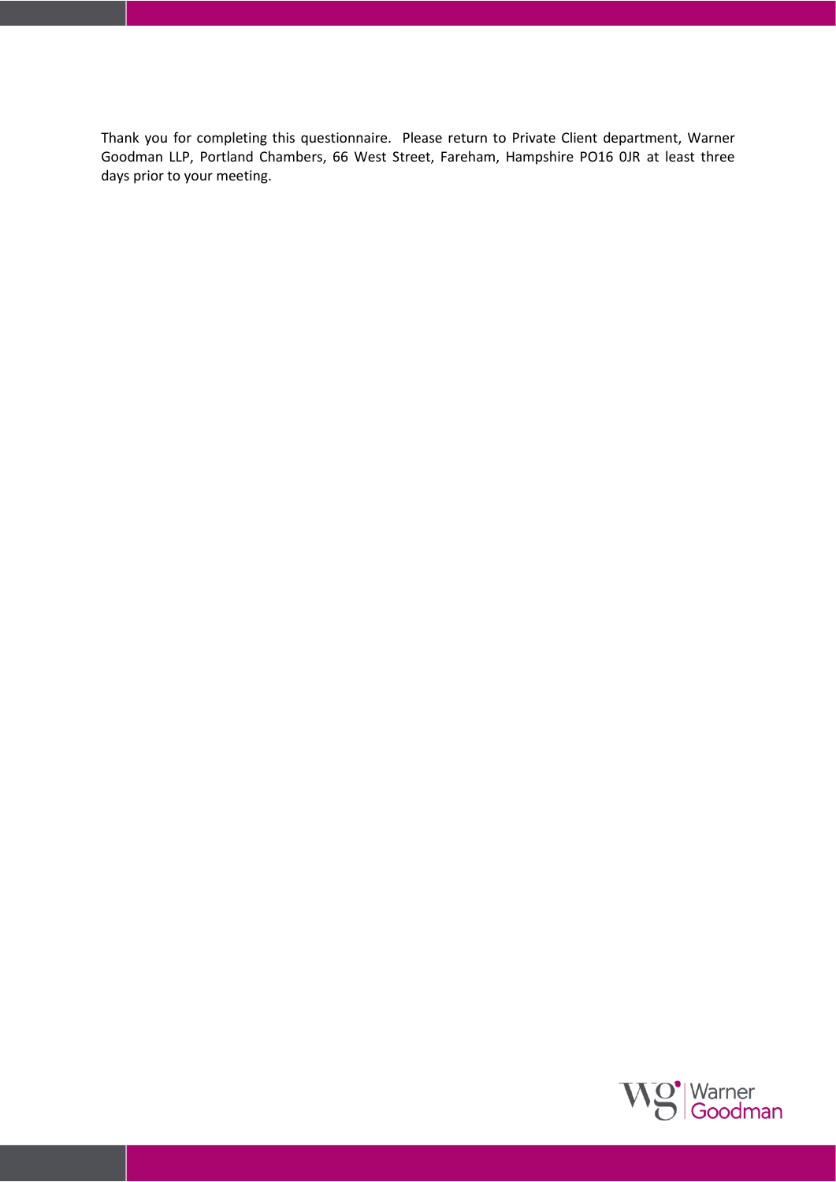Thank you for completing this questionnaire. Please return to Private Client department, Warner Goodman LLP, Portland Chambers, 66 West Street, Fareham, Hampshire PO16 0JR at least three days prior to your meeting.